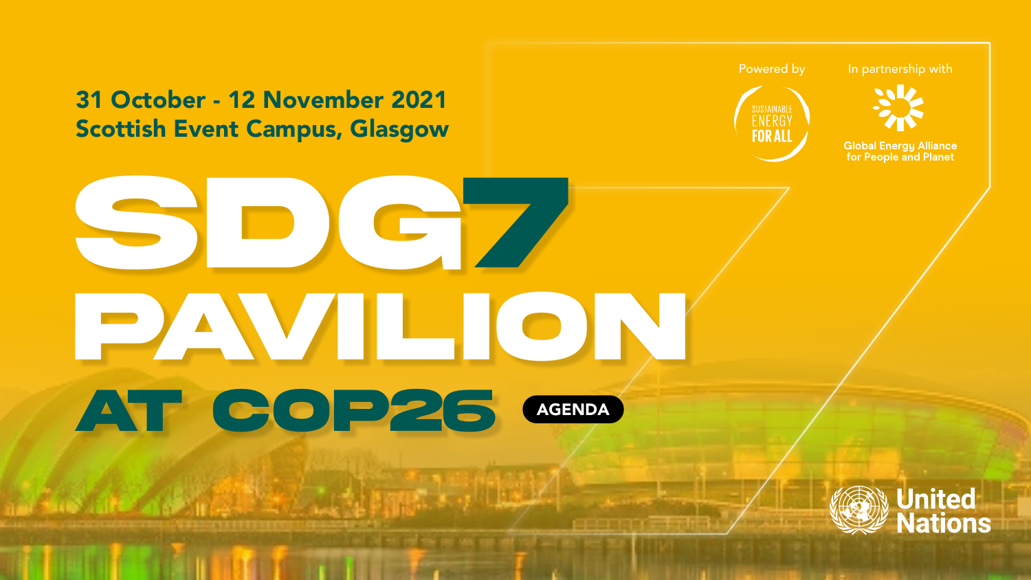31 October - 12 November 2021
Scottish Event Campus, Glasgow

Powered by
SUSTAINABLE ENERGY FOR ALL

In partnership with
Global Energy Alliance for People and Planet

# SDG7 PAVILION AT COP26

AGENDA

United Nations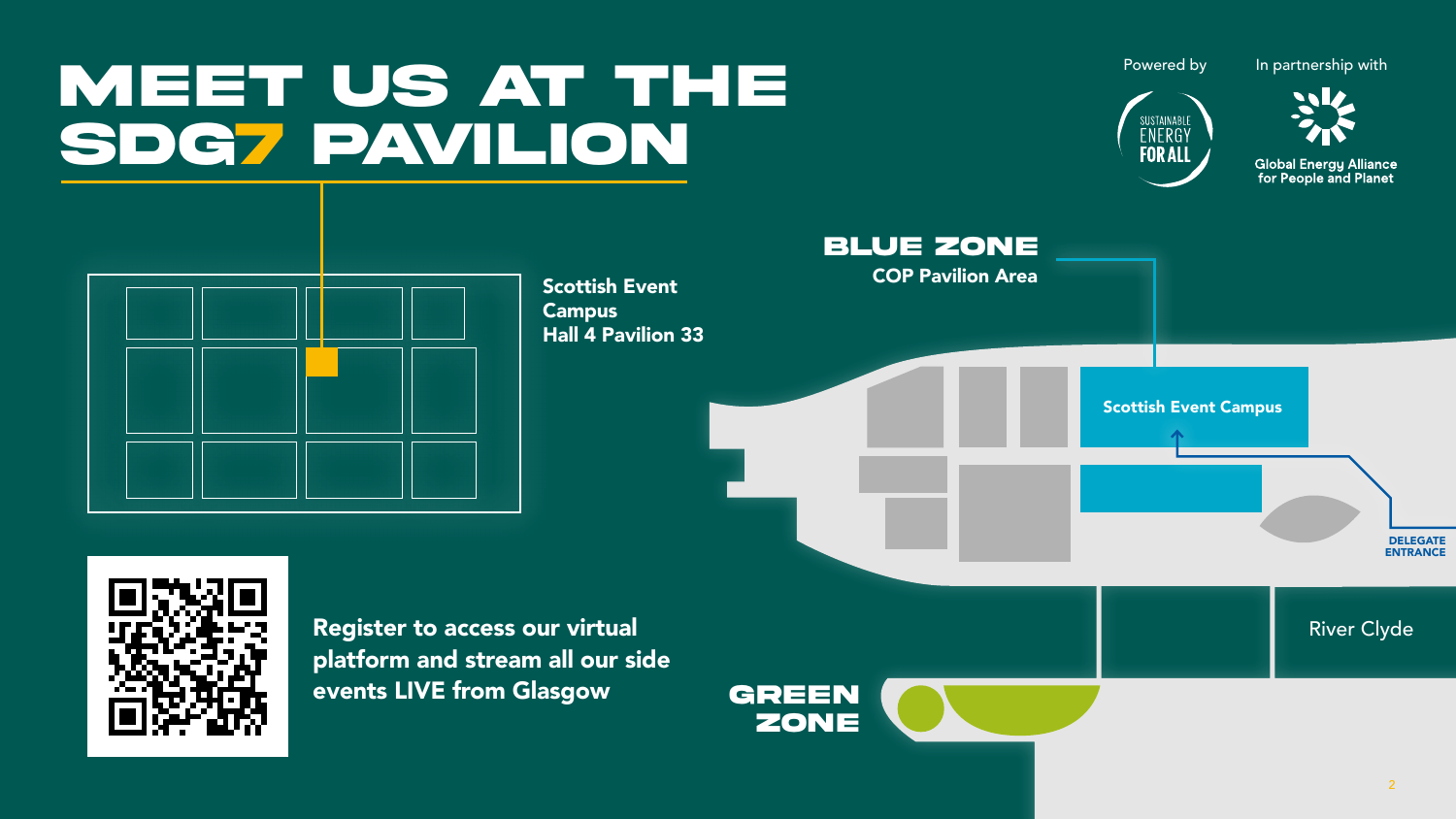# MEET US AT THE SDG7 PAVILION

Powered by SUSTAINABLE ENERGY FOR ALL

In partnership with Global Energy Alliance for People and Planet

**Scottish Event Campus**
**Hall 4 Pavilion 33**

**BLUE ZONE**
**COP Pavilion Area**

Scottish Event Campus

DELEGATE ENTRANCE

River Clyde

**GREEN ZONE**

**Register to access our virtual platform and stream all our side events LIVE from Glasgow**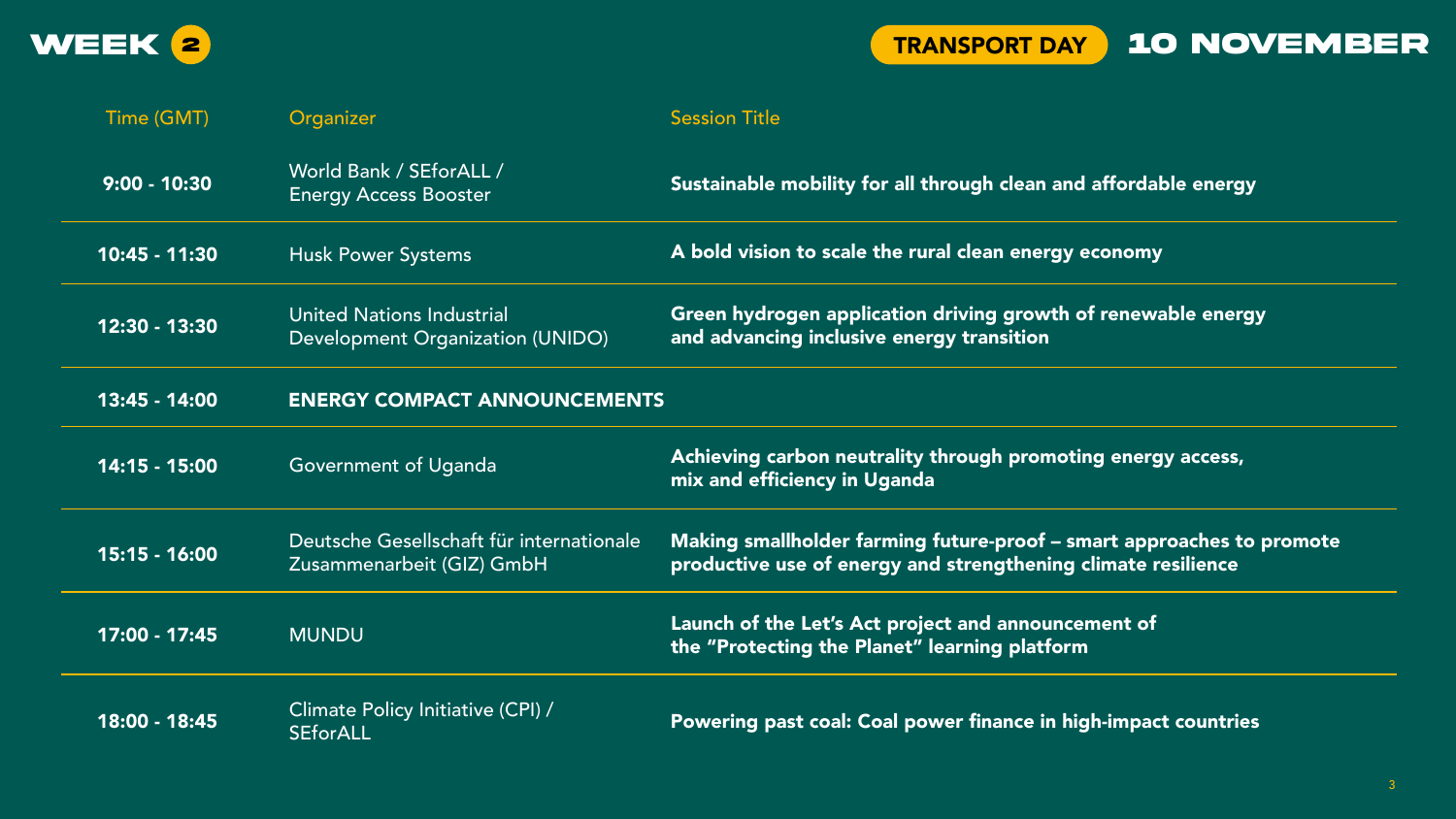# WEEK 2

**TRANSPORT DAY** **10 NOVEMBER**

| Time (GMT) | Organizer | Session Title |
| --- | --- | --- |
| **9:00 - 10:30** | World Bank / SEforALL / Energy Access Booster | **Sustainable mobility for all through clean and affordable energy** |
| **10:45 - 11:30** | Husk Power Systems | **A bold vision to scale the rural clean energy economy** |
| **12:30 - 13:30** | United Nations Industrial Development Organization (UNIDO) | **Green hydrogen application driving growth of renewable energy and advancing inclusive energy transition** |
| **13:45 - 14:00** | **ENERGY COMPACT ANNOUNCEMENTS** | |
| **14:15 - 15:00** | Government of Uganda | **Achieving carbon neutrality through promoting energy access, mix and efficiency in Uganda** |
| **15:15 - 16:00** | Deutsche Gesellschaft für internationale Zusammenarbeit (GIZ) GmbH | **Making smallholder farming future-proof – smart approaches to promote productive use of energy and strengthening climate resilience** |
| **17:00 - 17:45** | MUNDU | **Launch of the Let's Act project and announcement of the "Protecting the Planet" learning platform** |
| **18:00 - 18:45** | Climate Policy Initiative (CPI) / SEforALL | **Powering past coal: Coal power finance in high-impact countries** |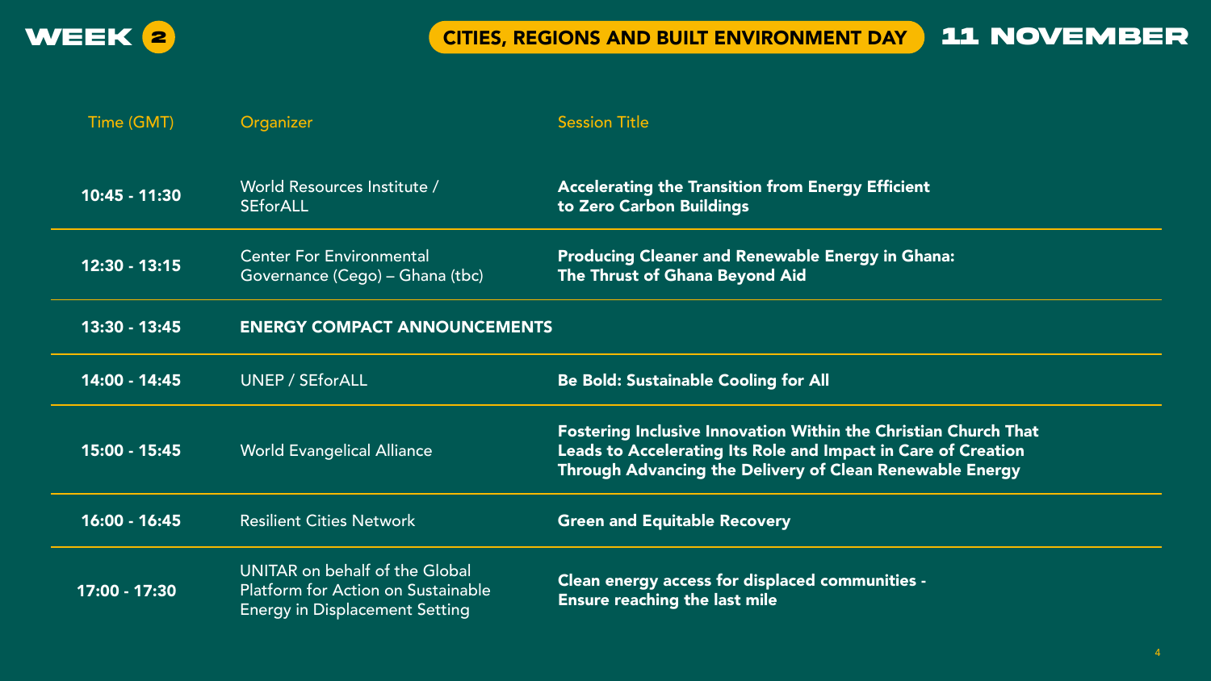**WEEK 2** | **CITIES, REGIONS AND BUILT ENVIRONMENT DAY** | **11 NOVEMBER**

| Time (GMT) | Organizer | Session Title |
|---|---|---|
| **10:45 - 11:30** | World Resources Institute / SEforALL | **Accelerating the Transition from Energy Efficient to Zero Carbon Buildings** |
| **12:30 - 13:15** | Center For Environmental Governance (Cego) – Ghana (tbc) | **Producing Cleaner and Renewable Energy in Ghana: The Thrust of Ghana Beyond Aid** |
| **13:30 - 13:45** | **ENERGY COMPACT ANNOUNCEMENTS** | |
| **14:00 - 14:45** | UNEP / SEforALL | **Be Bold: Sustainable Cooling for All** |
| **15:00 - 15:45** | World Evangelical Alliance | **Fostering Inclusive Innovation Within the Christian Church That Leads to Accelerating Its Role and Impact in Care of Creation Through Advancing the Delivery of Clean Renewable Energy** |
| **16:00 - 16:45** | Resilient Cities Network | **Green and Equitable Recovery** |
| **17:00 - 17:30** | UNITAR on behalf of the Global Platform for Action on Sustainable Energy in Displacement Setting | **Clean energy access for displaced communities - Ensure reaching the last mile** |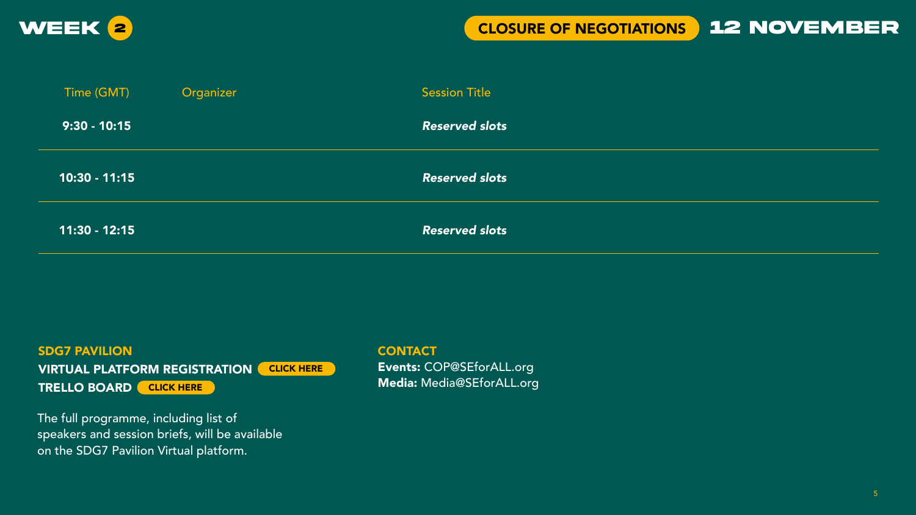**WEEK 2**

**CLOSURE OF NEGOTIATIONS** **12 NOVEMBER**

| Time (GMT) | Organizer | Session Title |
|---|---|---|
| **9:30 - 10:15** | | ***Reserved slots*** |
| **10:30 - 11:15** | | ***Reserved slots*** |
| **11:30 - 12:15** | | ***Reserved slots*** |

**SDG7 PAVILION**

**VIRTUAL PLATFORM REGISTRATION** **CLICK HERE**

**TRELLO BOARD** **CLICK HERE**

The full programme, including list of speakers and session briefs, will be available on the SDG7 Pavilion Virtual platform.

**CONTACT**

**Events:** COP@SEforALL.org

**Media:** Media@SEforALL.org